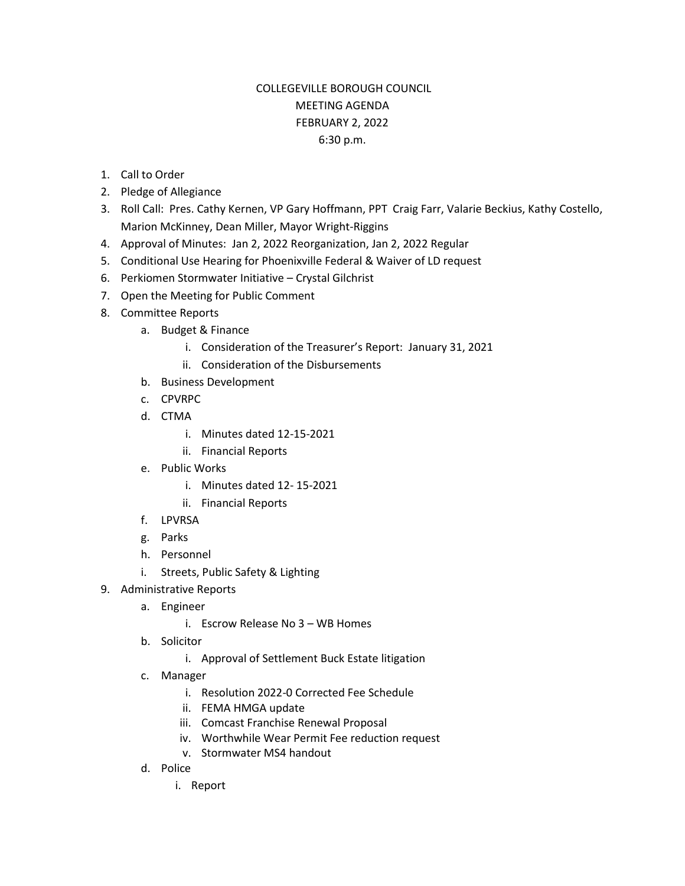# COLLEGEVILLE BOROUGH COUNCIL
## MEETING AGENDA
## FEBRUARY 2, 2022
## 6:30 p.m.

1. Call to Order
2. Pledge of Allegiance
3. Roll Call: Pres. Cathy Kernen, VP Gary Hoffmann, PPT Craig Farr, Valarie Beckius, Kathy Costello, Marion McKinney, Dean Miller, Mayor Wright-Riggins
4. Approval of Minutes: Jan 2, 2022 Reorganization, Jan 2, 2022 Regular
5. Conditional Use Hearing for Phoenixville Federal & Waiver of LD request
6. Perkiomen Stormwater Initiative – Crystal Gilchrist
7. Open the Meeting for Public Comment
8. Committee Reports
    a. Budget & Finance
        i. Consideration of the Treasurer's Report: January 31, 2021
        ii. Consideration of the Disbursements
    b. Business Development
    c. CPVRPC
    d. CTMA
        i. Minutes dated 12-15-2021
        ii. Financial Reports
    e. Public Works
        i. Minutes dated 12- 15-2021
        ii. Financial Reports
    f. LPVRSA
    g. Parks
    h. Personnel
    i. Streets, Public Safety & Lighting
9. Administrative Reports
    a. Engineer
        i. Escrow Release No 3 – WB Homes
    b. Solicitor
        i. Approval of Settlement Buck Estate litigation
    c. Manager
        i. Resolution 2022-0 Corrected Fee Schedule
        ii. FEMA HMGA update
        iii. Comcast Franchise Renewal Proposal
        iv. Worthwhile Wear Permit Fee reduction request
        v. Stormwater MS4 handout
    d. Police
        i. Report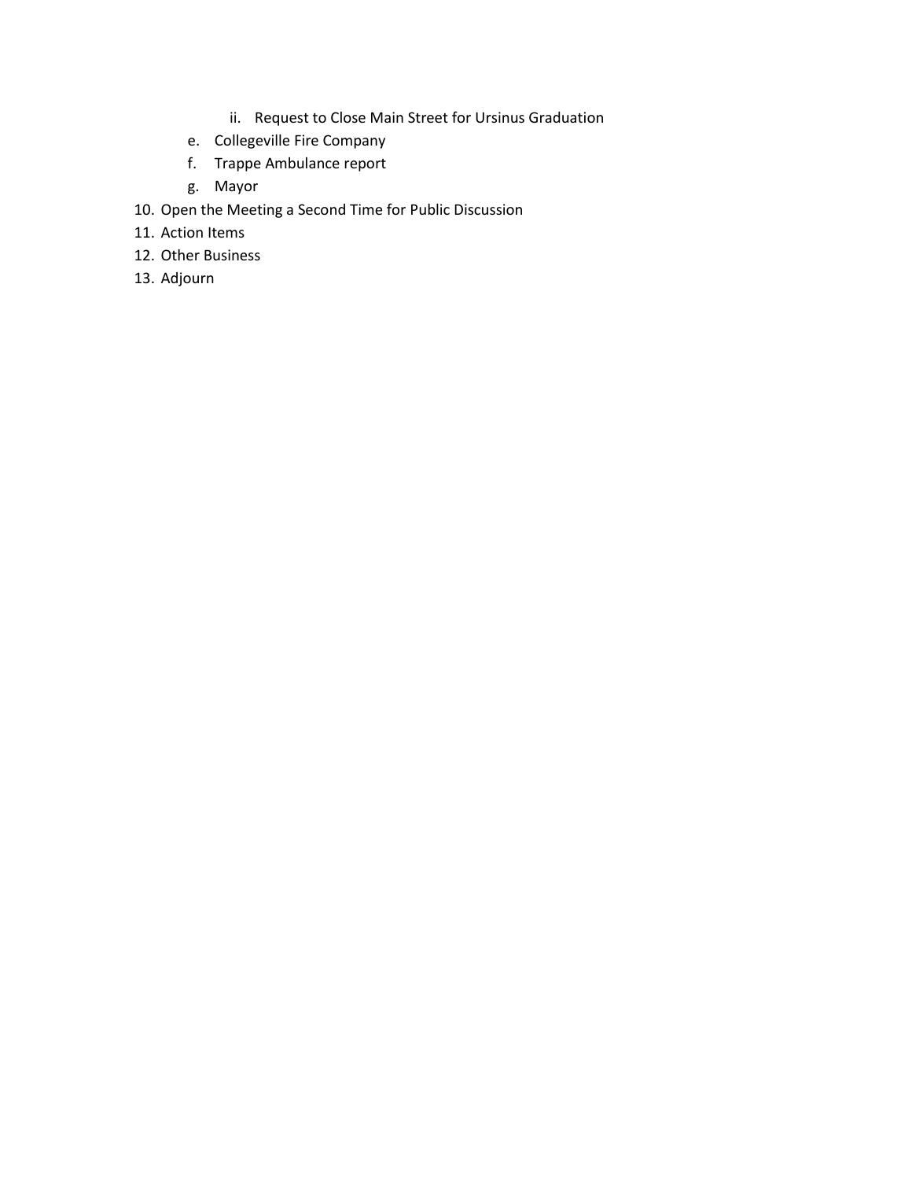ii. Request to Close Main Street for Ursinus Graduation

    e. Collegeville Fire Company
    f. Trappe Ambulance report
    g. Mayor

10. Open the Meeting a Second Time for Public Discussion
11. Action Items
12. Other Business
13. Adjourn